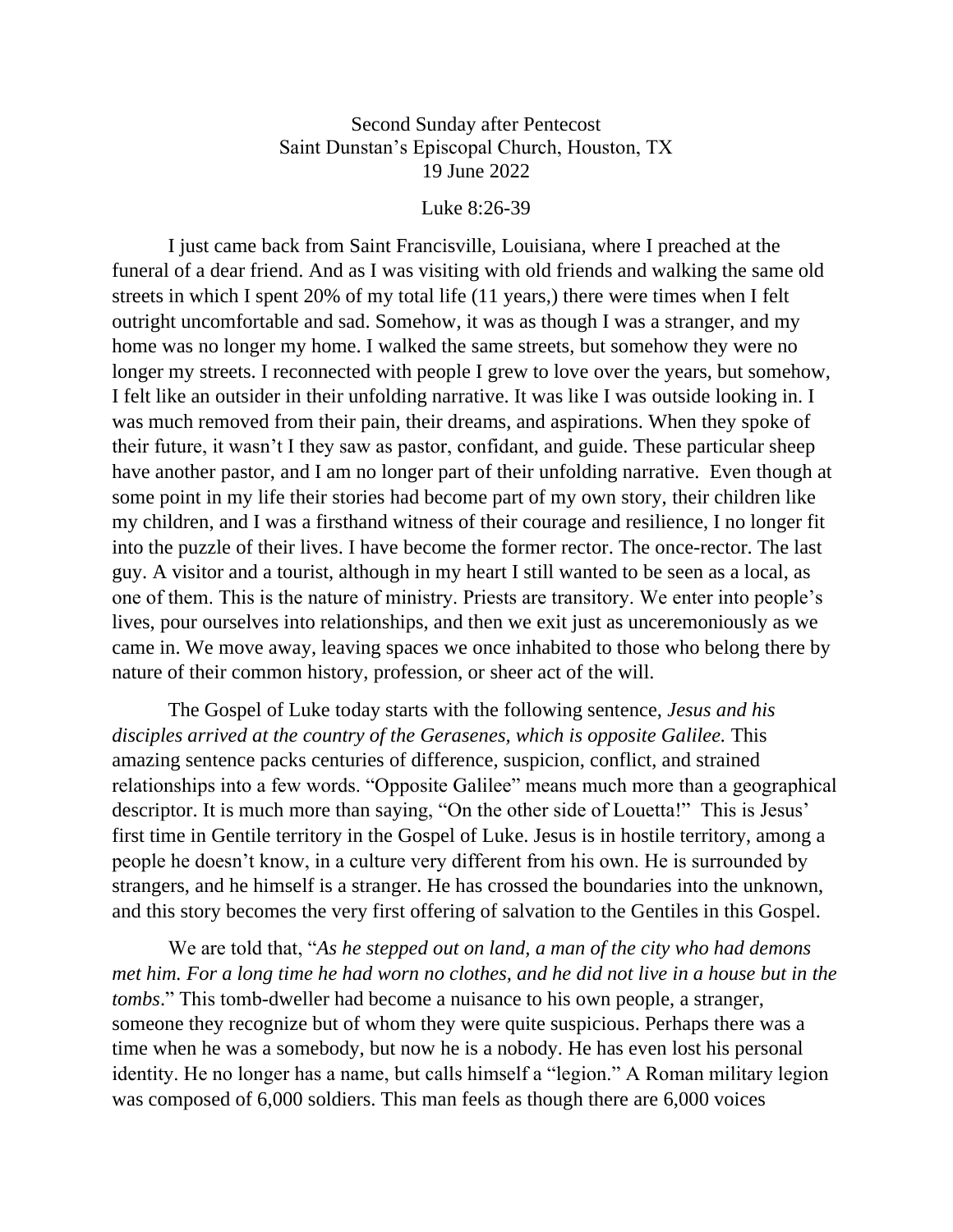Second Sunday after Pentecost
Saint Dunstan's Episcopal Church, Houston, TX
19 June 2022

Luke 8:26-39

I just came back from Saint Francisville, Louisiana, where I preached at the funeral of a dear friend. And as I was visiting with old friends and walking the same old streets in which I spent 20% of my total life (11 years,) there were times when I felt outright uncomfortable and sad. Somehow, it was as though I was a stranger, and my home was no longer my home. I walked the same streets, but somehow they were no longer my streets. I reconnected with people I grew to love over the years, but somehow, I felt like an outsider in their unfolding narrative. It was like I was outside looking in. I was much removed from their pain, their dreams, and aspirations. When they spoke of their future, it wasn't I they saw as pastor, confidant, and guide. These particular sheep have another pastor, and I am no longer part of their unfolding narrative. Even though at some point in my life their stories had become part of my own story, their children like my children, and I was a firsthand witness of their courage and resilience, I no longer fit into the puzzle of their lives. I have become the former rector. The once-rector. The last guy. A visitor and a tourist, although in my heart I still wanted to be seen as a local, as one of them. This is the nature of ministry. Priests are transitory. We enter into people's lives, pour ourselves into relationships, and then we exit just as unceremoniously as we came in. We move away, leaving spaces we once inhabited to those who belong there by nature of their common history, profession, or sheer act of the will.

The Gospel of Luke today starts with the following sentence, *Jesus and his disciples arrived at the country of the Gerasenes, which is opposite Galilee.* This amazing sentence packs centuries of difference, suspicion, conflict, and strained relationships into a few words. "Opposite Galilee" means much more than a geographical descriptor. It is much more than saying, "On the other side of Louetta!" This is Jesus' first time in Gentile territory in the Gospel of Luke. Jesus is in hostile territory, among a people he doesn't know, in a culture very different from his own. He is surrounded by strangers, and he himself is a stranger. He has crossed the boundaries into the unknown, and this story becomes the very first offering of salvation to the Gentiles in this Gospel.

We are told that, "*As he stepped out on land, a man of the city who had demons met him. For a long time he had worn no clothes, and he did not live in a house but in the tombs*." This tomb-dweller had become a nuisance to his own people, a stranger, someone they recognize but of whom they were quite suspicious. Perhaps there was a time when he was a somebody, but now he is a nobody. He has even lost his personal identity. He no longer has a name, but calls himself a "legion." A Roman military legion was composed of 6,000 soldiers. This man feels as though there are 6,000 voices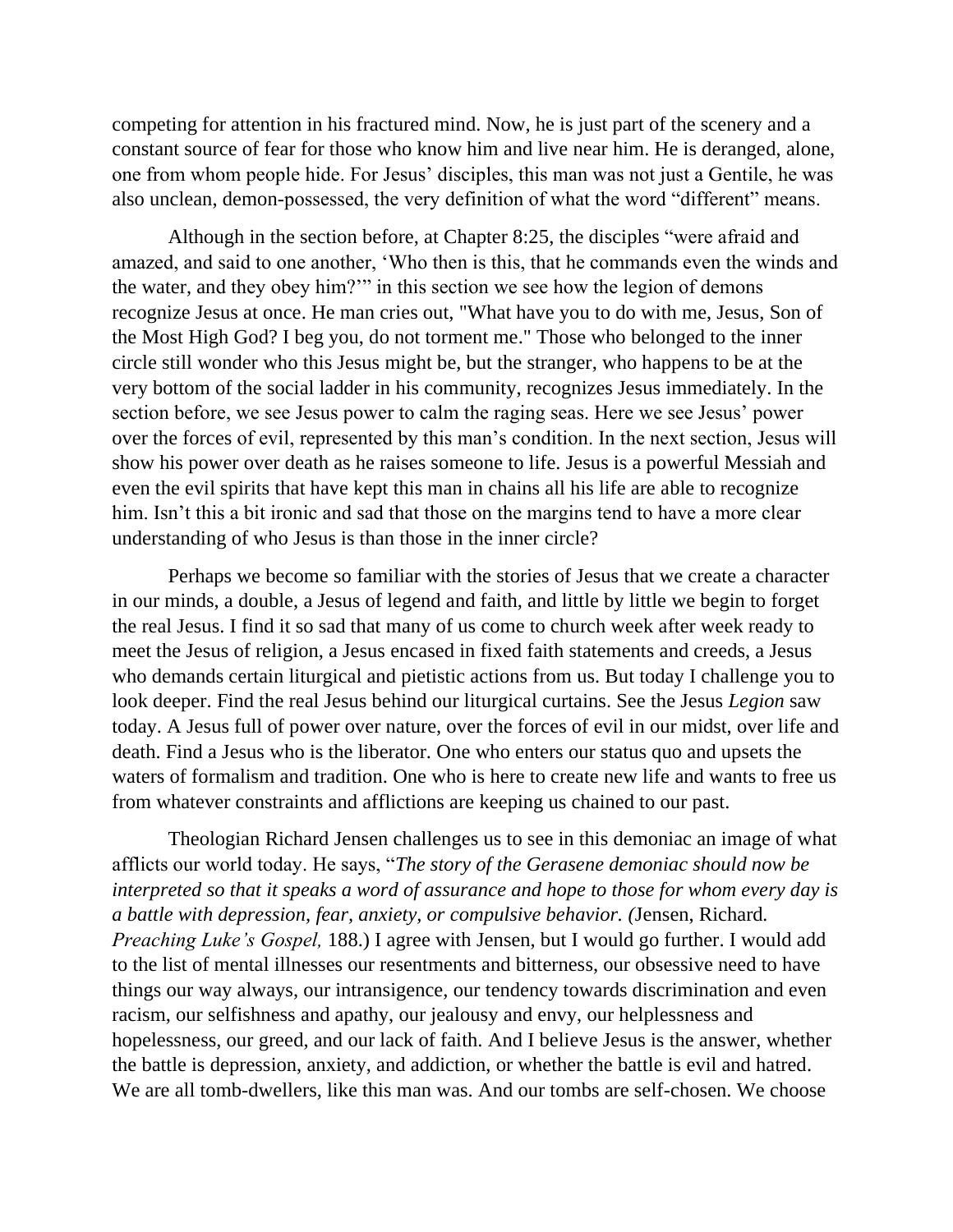competing for attention in his fractured mind. Now, he is just part of the scenery and a constant source of fear for those who know him and live near him. He is deranged, alone, one from whom people hide. For Jesus' disciples, this man was not just a Gentile, he was also unclean, demon-possessed, the very definition of what the word "different" means.

Although in the section before, at Chapter 8:25, the disciples "were afraid and amazed, and said to one another, 'Who then is this, that he commands even the winds and the water, and they obey him?'" in this section we see how the legion of demons recognize Jesus at once. He man cries out, "What have you to do with me, Jesus, Son of the Most High God? I beg you, do not torment me." Those who belonged to the inner circle still wonder who this Jesus might be, but the stranger, who happens to be at the very bottom of the social ladder in his community, recognizes Jesus immediately. In the section before, we see Jesus power to calm the raging seas. Here we see Jesus' power over the forces of evil, represented by this man's condition. In the next section, Jesus will show his power over death as he raises someone to life. Jesus is a powerful Messiah and even the evil spirits that have kept this man in chains all his life are able to recognize him. Isn't this a bit ironic and sad that those on the margins tend to have a more clear understanding of who Jesus is than those in the inner circle?

Perhaps we become so familiar with the stories of Jesus that we create a character in our minds, a double, a Jesus of legend and faith, and little by little we begin to forget the real Jesus. I find it so sad that many of us come to church week after week ready to meet the Jesus of religion, a Jesus encased in fixed faith statements and creeds, a Jesus who demands certain liturgical and pietistic actions from us. But today I challenge you to look deeper. Find the real Jesus behind our liturgical curtains. See the Jesus *Legion* saw today. A Jesus full of power over nature, over the forces of evil in our midst, over life and death. Find a Jesus who is the liberator. One who enters our status quo and upsets the waters of formalism and tradition. One who is here to create new life and wants to free us from whatever constraints and afflictions are keeping us chained to our past.

Theologian Richard Jensen challenges us to see in this demoniac an image of what afflicts our world today. He says, "*The story of the Gerasene demoniac should now be interpreted so that it speaks a word of assurance and hope to those for whom every day is a battle with depression, fear, anxiety, or compulsive behavior. (*Jensen, Richard. *Preaching Luke's Gospel,* 188.) I agree with Jensen, but I would go further. I would add to the list of mental illnesses our resentments and bitterness, our obsessive need to have things our way always, our intransigence, our tendency towards discrimination and even racism, our selfishness and apathy, our jealousy and envy, our helplessness and hopelessness, our greed, and our lack of faith. And I believe Jesus is the answer, whether the battle is depression, anxiety, and addiction, or whether the battle is evil and hatred. We are all tomb-dwellers, like this man was. And our tombs are self-chosen. We choose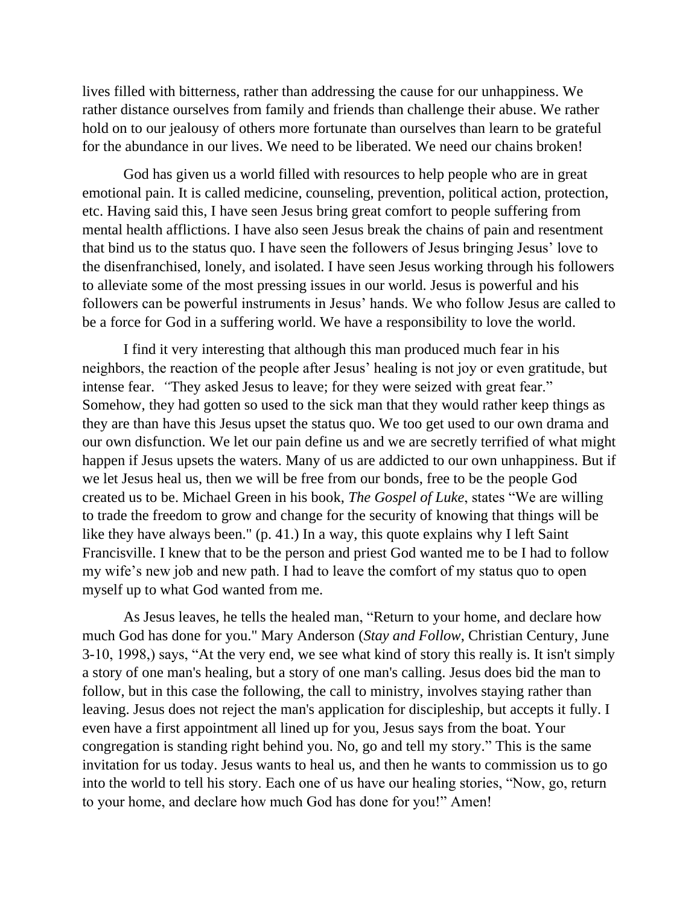lives filled with bitterness, rather than addressing the cause for our unhappiness. We rather distance ourselves from family and friends than challenge their abuse. We rather hold on to our jealousy of others more fortunate than ourselves than learn to be grateful for the abundance in our lives. We need to be liberated. We need our chains broken!

God has given us a world filled with resources to help people who are in great emotional pain. It is called medicine, counseling, prevention, political action, protection, etc. Having said this, I have seen Jesus bring great comfort to people suffering from mental health afflictions. I have also seen Jesus break the chains of pain and resentment that bind us to the status quo. I have seen the followers of Jesus bringing Jesus' love to the disenfranchised, lonely, and isolated. I have seen Jesus working through his followers to alleviate some of the most pressing issues in our world. Jesus is powerful and his followers can be powerful instruments in Jesus' hands. We who follow Jesus are called to be a force for God in a suffering world. We have a responsibility to love the world.

I find it very interesting that although this man produced much fear in his neighbors, the reaction of the people after Jesus' healing is not joy or even gratitude, but intense fear. *"*They asked Jesus to leave; for they were seized with great fear." Somehow, they had gotten so used to the sick man that they would rather keep things as they are than have this Jesus upset the status quo. We too get used to our own drama and our own disfunction. We let our pain define us and we are secretly terrified of what might happen if Jesus upsets the waters. Many of us are addicted to our own unhappiness. But if we let Jesus heal us, then we will be free from our bonds, free to be the people God created us to be. Michael Green in his book, *The Gospel of Luke*, states "We are willing to trade the freedom to grow and change for the security of knowing that things will be like they have always been." (p. 41.) In a way, this quote explains why I left Saint Francisville. I knew that to be the person and priest God wanted me to be I had to follow my wife's new job and new path. I had to leave the comfort of my status quo to open myself up to what God wanted from me.

As Jesus leaves, he tells the healed man, "Return to your home, and declare how much God has done for you." Mary Anderson (*Stay and Follow*, Christian Century, June 3-10, 1998,) says, "At the very end, we see what kind of story this really is. It isn't simply a story of one man's healing, but a story of one man's calling. Jesus does bid the man to follow, but in this case the following, the call to ministry, involves staying rather than leaving. Jesus does not reject the man's application for discipleship, but accepts it fully. I even have a first appointment all lined up for you, Jesus says from the boat. Your congregation is standing right behind you. No, go and tell my story." This is the same invitation for us today. Jesus wants to heal us, and then he wants to commission us to go into the world to tell his story. Each one of us have our healing stories, "Now, go, return to your home, and declare how much God has done for you!" Amen!